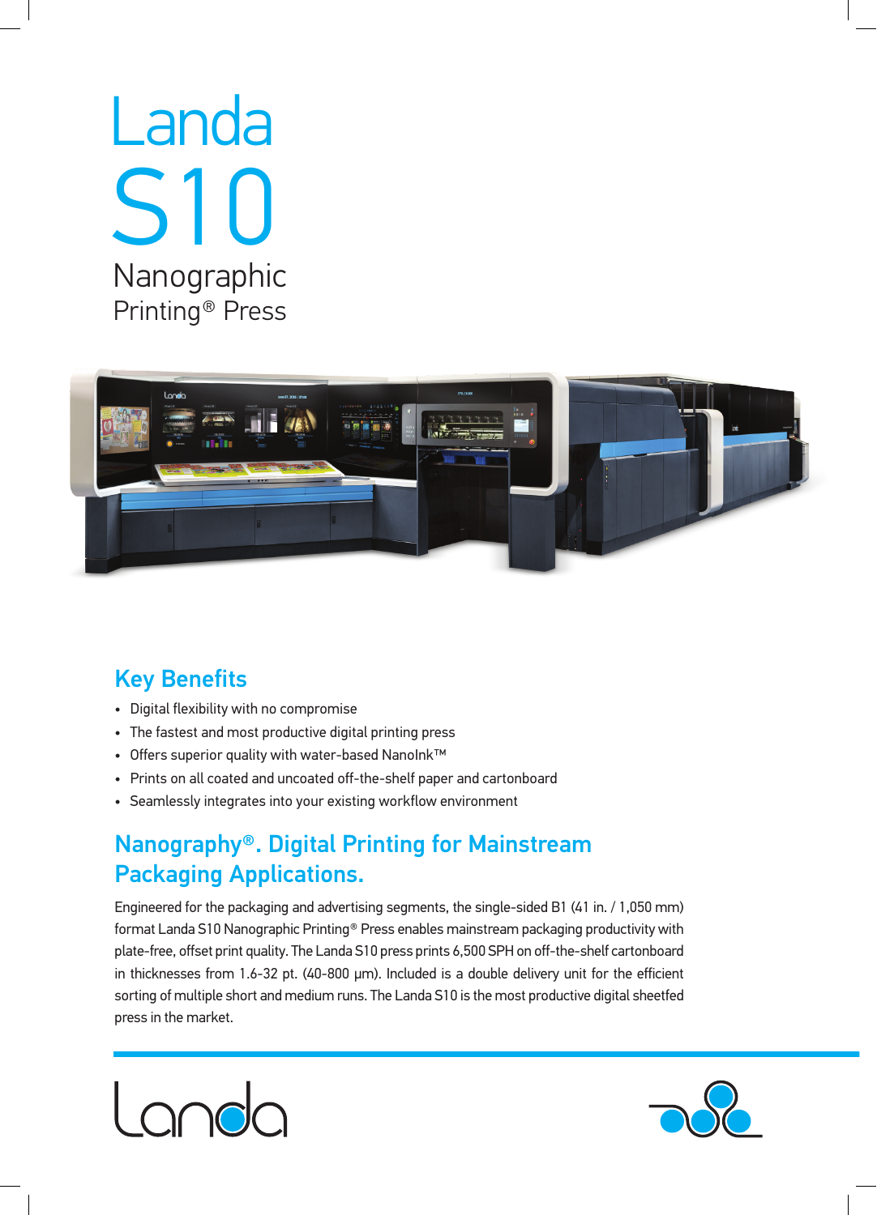# Landa S10

Nanographic Printing® Press

## Key Benefits

- Digital flexibility with no compromise
- The fastest and most productive digital printing press
- Offers superior quality with water-based NanoInk™
- Prints on all coated and uncoated off-the-shelf paper and cartonboard
- Seamlessly integrates into your existing workflow environment

## Nanography®. Digital Printing for Mainstream Packaging Applications.

Engineered for the packaging and advertising segments, the single-sided B1 (41 in. / 1,050 mm) format Landa S10 Nanographic Printing® Press enables mainstream packaging productivity with plate-free, offset print quality. The Landa S10 press prints 6,500 SPH on off-the-shelf cartonboard in thicknesses from 1.6-32 pt. (40-800 µm). Included is a double delivery unit for the efficient sorting of multiple short and medium runs. The Landa S10 is the most productive digital sheetfed press in the market.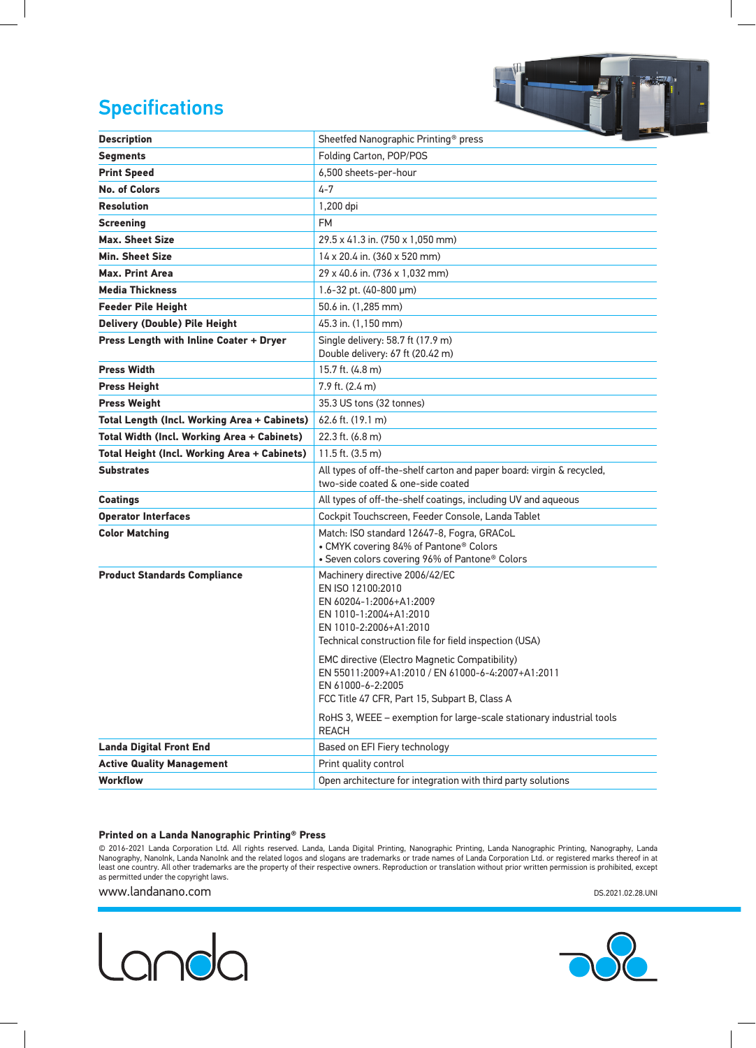# Specifications

| | |
|---|---|
| **Description** | Sheetfed Nanographic Printing® press |
| **Segments** | Folding Carton, POP/POS |
| **Print Speed** | 6,500 sheets-per-hour |
| **No. of Colors** | 4-7 |
| **Resolution** | 1,200 dpi |
| **Screening** | FM |
| **Max. Sheet Size** | 29.5 x 41.3 in. (750 x 1,050 mm) |
| **Min. Sheet Size** | 14 x 20.4 in. (360 x 520 mm) |
| **Max. Print Area** | 29 x 40.6 in. (736 x 1,032 mm) |
| **Media Thickness** | 1.6-32 pt. (40-800 μm) |
| **Feeder Pile Height** | 50.6 in. (1,285 mm) |
| **Delivery (Double) Pile Height** | 45.3 in. (1,150 mm) |
| **Press Length with Inline Coater + Dryer** | Single delivery: 58.7 ft (17.9 m)<br>Double delivery: 67 ft (20.42 m) |
| **Press Width** | 15.7 ft. (4.8 m) |
| **Press Height** | 7.9 ft. (2.4 m) |
| **Press Weight** | 35.3 US tons (32 tonnes) |
| **Total Length (Incl. Working Area + Cabinets)** | 62.6 ft. (19.1 m) |
| **Total Width (Incl. Working Area + Cabinets)** | 22.3 ft. (6.8 m) |
| **Total Height (Incl. Working Area + Cabinets)** | 11.5 ft. (3.5 m) |
| **Substrates** | All types of off-the-shelf carton and paper board: virgin & recycled, two-side coated & one-side coated |
| **Coatings** | All types of off-the-shelf coatings, including UV and aqueous |
| **Operator Interfaces** | Cockpit Touchscreen, Feeder Console, Landa Tablet |
| **Color Matching** | Match: ISO standard 12647-8, Fogra, GRACoL<br>• CMYK covering 84% of Pantone® Colors<br>• Seven colors covering 96% of Pantone® Colors |
| **Product Standards Compliance** | Machinery directive 2006/42/EC<br>EN ISO 12100:2010<br>EN 60204-1:2006+A1:2009<br>EN 1010-1:2004+A1:2010<br>EN 1010-2:2006+A1:2010<br>Technical construction file for field inspection (USA)<br><br>EMC directive (Electro Magnetic Compatibility)<br>EN 55011:2009+A1:2010 / EN 61000-6-4:2007+A1:2011<br>EN 61000-6-2:2005<br>FCC Title 47 CFR, Part 15, Subpart B, Class A<br><br>RoHS 3, WEEE – exemption for large-scale stationary industrial tools<br>REACH |
| **Landa Digital Front End** | Based on EFI Fiery technology |
| **Active Quality Management** | Print quality control |
| **Workflow** | Open architecture for integration with third party solutions |

**Printed on a Landa Nanographic Printing® Press**

© 2016-2021 Landa Corporation Ltd. All rights reserved. Landa, Landa Digital Printing, Nanographic Printing, Landa Nanographic Printing, Nanography, Landa Nanography, NanoInk, Landa NanoInk and the related logos and slogans are trademarks or trade names of Landa Corporation Ltd. or registered marks thereof in at least one country. All other trademarks are the property of their respective owners. Reproduction or translation without prior written permission is prohibited, except as permitted under the copyright laws.

www.landanano.com

DS.2021.02.28.UNI